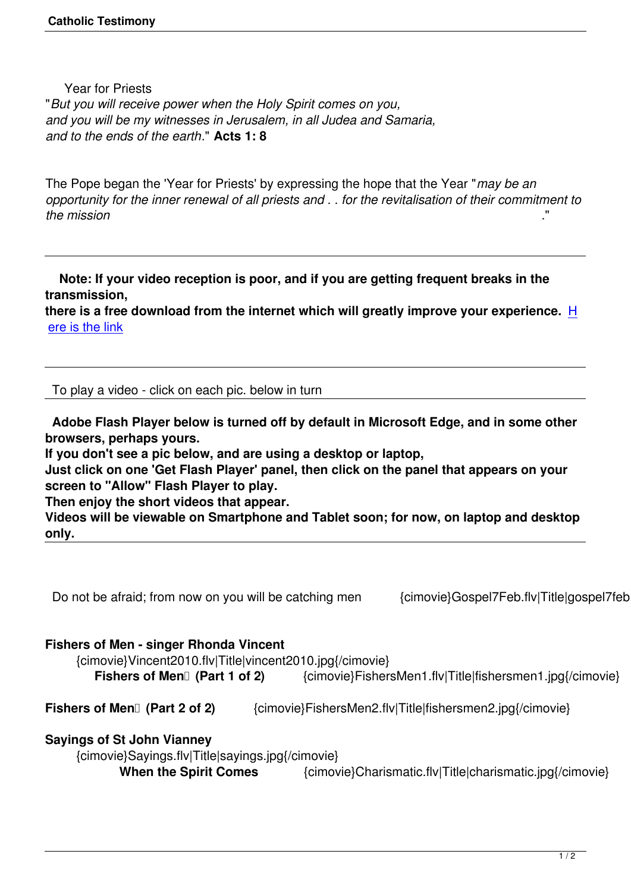Year for Priests

"*But you will receive power when the Holy Spirit comes on you,*
*and you will be my witnesses in Jerusalem, in all Judea and Samaria,*
*and to the ends of the earth*." **Acts 1: 8**

The Pope began the 'Year for Priests' by expressing the hope that the Year "*may be an opportunity for the inner renewal of all priests and . . for the revitalisation of their commitment to the mission* ."

---

**Note: If your video reception is poor, and if you are getting frequent breaks in the transmission,**
**there is a free download from the internet which will greatly improve your experience.** [Here is the link]

---

To play a video - click on each pic. below in turn

---

**Adobe Flash Player below is turned off by default in Microsoft Edge, and in some other browsers, perhaps yours.**
**If you don't see a pic below, and are using a desktop or laptop,**
**Just click on one 'Get Flash Player' panel, then click on the panel that appears on your screen to "Allow" Flash Player to play.**
**Then enjoy the short videos that appear.**
**Videos will be viewable on Smartphone and Tablet soon; for now, on laptop and desktop only.**

---

Do not be afraid; from now on you will be catching men {cimovie}Gospel7Feb.flv|Title|gospel7feb

**Fishers of Men - singer Rhonda Vincent**
{cimovie}Vincent2010.flv|Title|vincent2010.jpg{/cimovie}
**Fishers of Men (Part 1 of 2)** {cimovie}FishersMen1.flv|Title|fishersmen1.jpg{/cimovie}

**Fishers of Men (Part 2 of 2)** {cimovie}FishersMen2.flv|Title|fishersmen2.jpg{/cimovie}

**Sayings of St John Vianney**
{cimovie}Sayings.flv|Title|sayings.jpg{/cimovie}
**When the Spirit Comes** {cimovie}Charismatic.flv|Title|charismatic.jpg{/cimovie}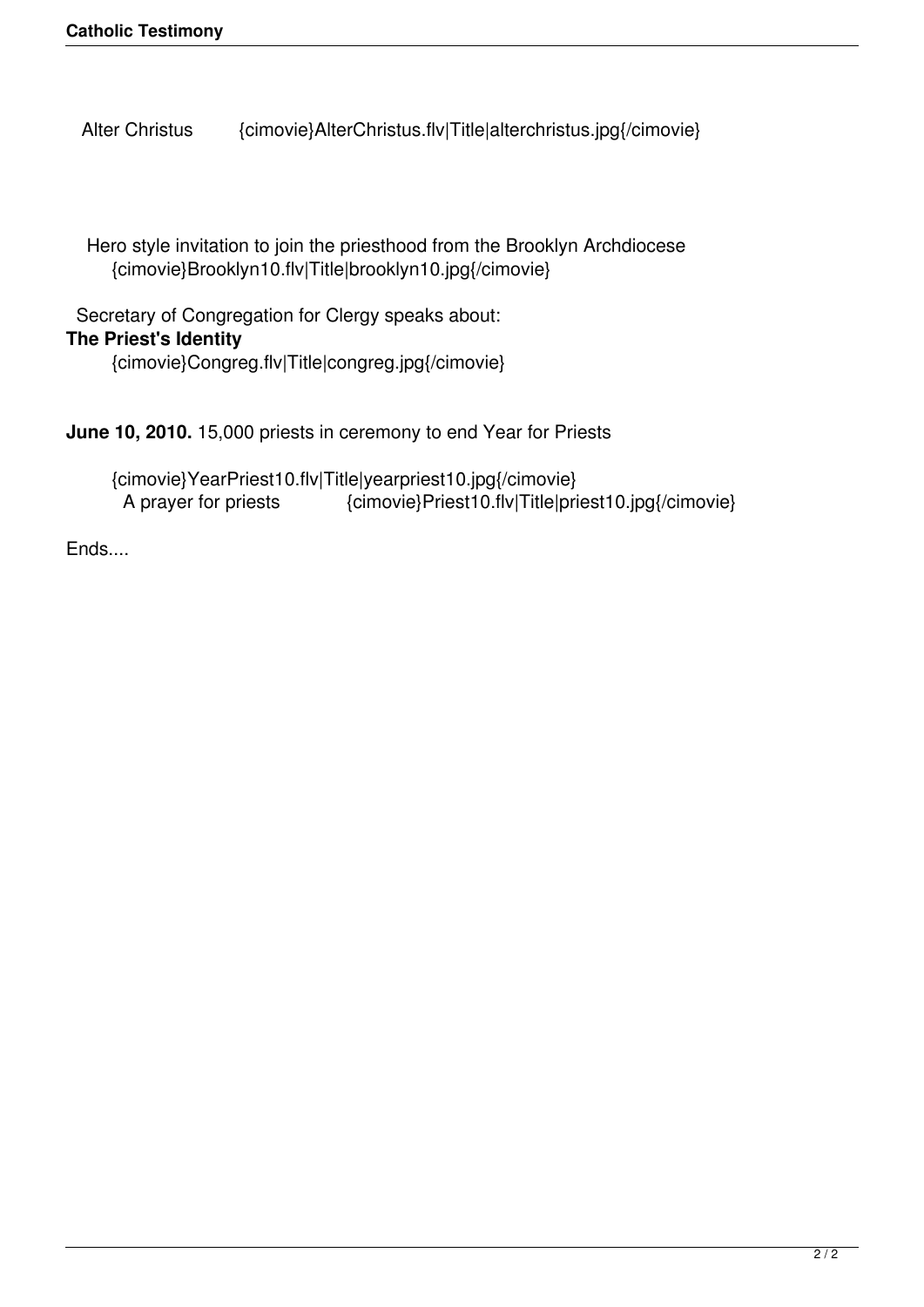Alter Christus {cimovie}AlterChristus.flv|Title|alterchristus.jpg{/cimovie}

Hero style invitation to join the priesthood from the Brooklyn Archdiocese
{cimovie}Brooklyn10.flv|Title|brooklyn10.jpg{/cimovie}

Secretary of Congregation for Clergy speaks about:

**The Priest's Identity**

{cimovie}Congreg.flv|Title|congreg.jpg{/cimovie}

**June 10, 2010.** 15,000 priests in ceremony to end Year for Priests

{cimovie}YearPriest10.flv|Title|yearpriest10.jpg{/cimovie}

A prayer for priests {cimovie}Priest10.flv|Title|priest10.jpg{/cimovie}

Ends....